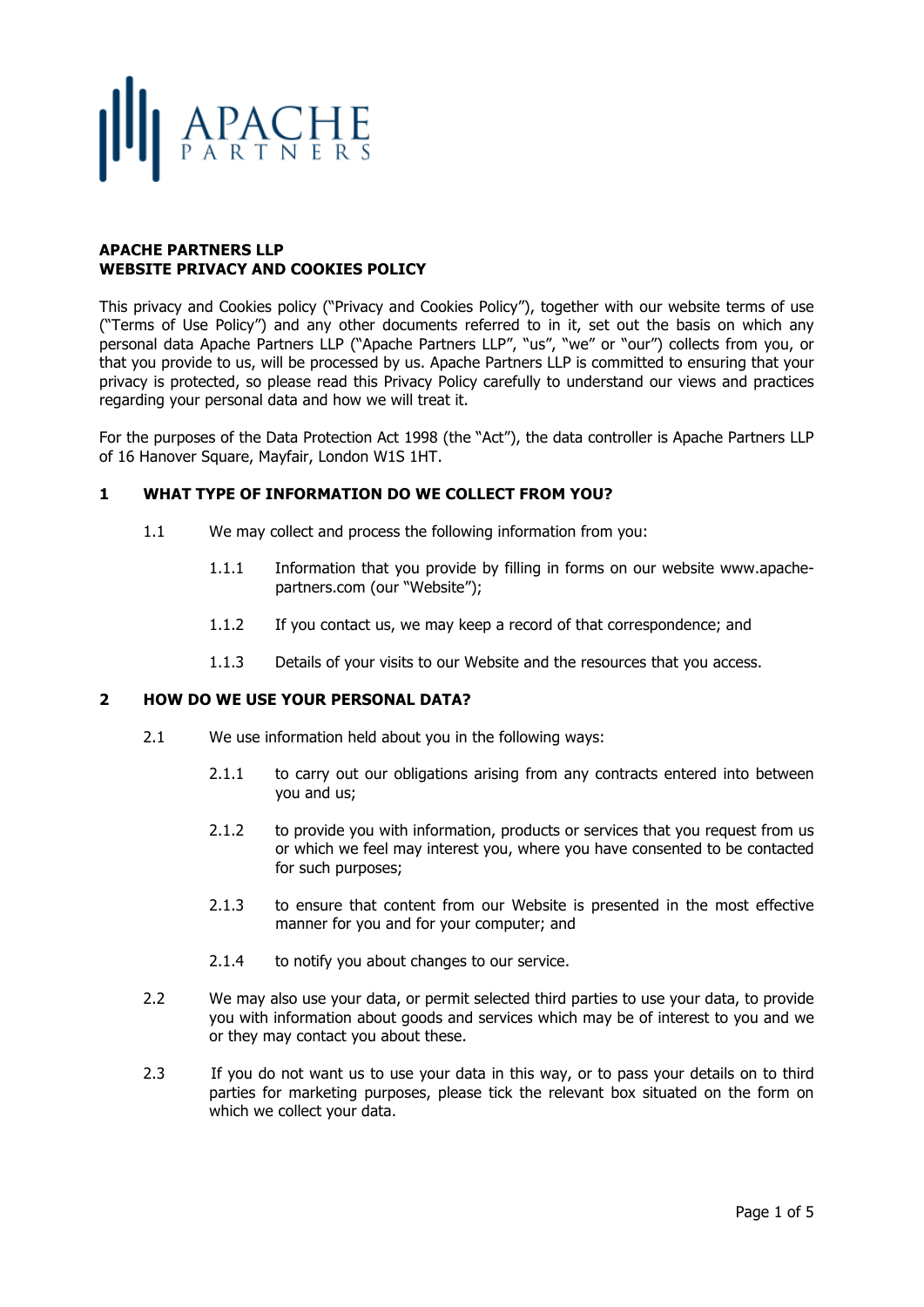**APACHE PARTNERS LLP**
**WEBSITE PRIVACY AND COOKIES POLICY**

This privacy and Cookies policy ("Privacy and Cookies Policy"), together with our website terms of use ("Terms of Use Policy") and any other documents referred to in it, set out the basis on which any personal data Apache Partners LLP ("Apache Partners LLP", "us", "we" or "our") collects from you, or that you provide to us, will be processed by us. Apache Partners LLP is committed to ensuring that your privacy is protected, so please read this Privacy Policy carefully to understand our views and practices regarding your personal data and how we will treat it.

For the purposes of the Data Protection Act 1998 (the "Act"), the data controller is Apache Partners LLP of 16 Hanover Square, Mayfair, London W1S 1HT.

## 1 WHAT TYPE OF INFORMATION DO WE COLLECT FROM YOU?

1.1 We may collect and process the following information from you:

1.1.1 Information that you provide by filling in forms on our website www.apache-partners.com (our "Website");

1.1.2 If you contact us, we may keep a record of that correspondence; and

1.1.3 Details of your visits to our Website and the resources that you access.

## 2 HOW DO WE USE YOUR PERSONAL DATA?

2.1 We use information held about you in the following ways:

2.1.1 to carry out our obligations arising from any contracts entered into between you and us;

2.1.2 to provide you with information, products or services that you request from us or which we feel may interest you, where you have consented to be contacted for such purposes;

2.1.3 to ensure that content from our Website is presented in the most effective manner for you and for your computer; and

2.1.4 to notify you about changes to our service.

2.2 We may also use your data, or permit selected third parties to use your data, to provide you with information about goods and services which may be of interest to you and we or they may contact you about these.

2.3 If you do not want us to use your data in this way, or to pass your details on to third parties for marketing purposes, please tick the relevant box situated on the form on which we collect your data.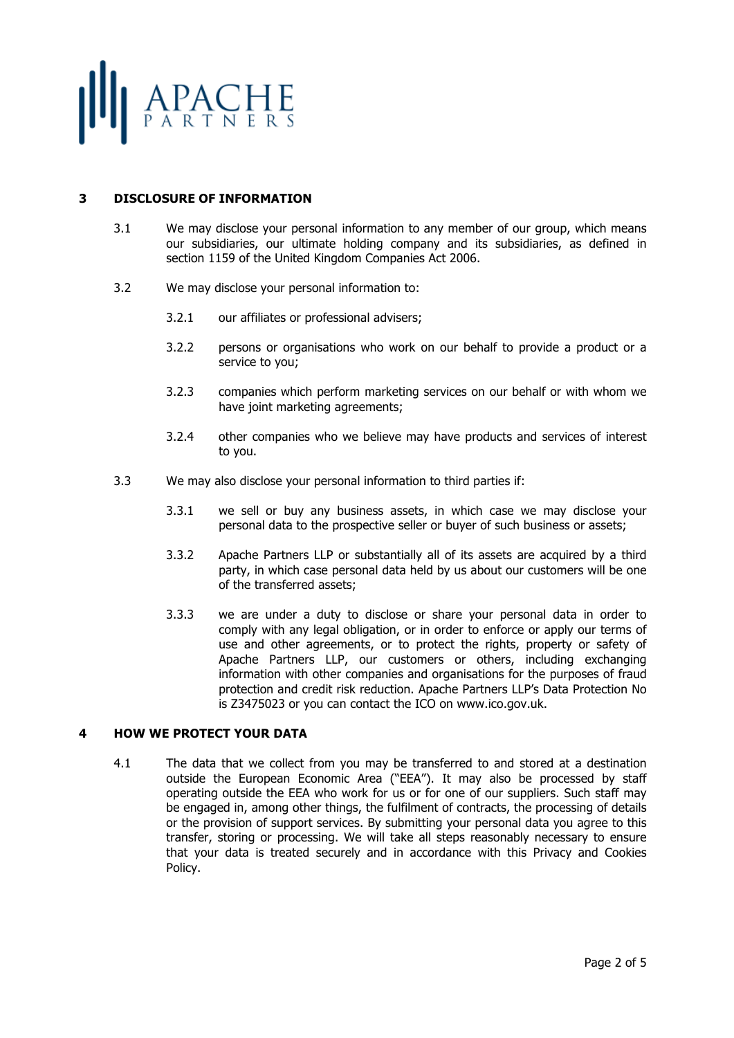## 3 DISCLOSURE OF INFORMATION

3.1 We may disclose your personal information to any member of our group, which means our subsidiaries, our ultimate holding company and its subsidiaries, as defined in section 1159 of the United Kingdom Companies Act 2006.

3.2 We may disclose your personal information to:

3.2.1 our affiliates or professional advisers;

3.2.2 persons or organisations who work on our behalf to provide a product or a service to you;

3.2.3 companies which perform marketing services on our behalf or with whom we have joint marketing agreements;

3.2.4 other companies who we believe may have products and services of interest to you.

3.3 We may also disclose your personal information to third parties if:

3.3.1 we sell or buy any business assets, in which case we may disclose your personal data to the prospective seller or buyer of such business or assets;

3.3.2 Apache Partners LLP or substantially all of its assets are acquired by a third party, in which case personal data held by us about our customers will be one of the transferred assets;

3.3.3 we are under a duty to disclose or share your personal data in order to comply with any legal obligation, or in order to enforce or apply our terms of use and other agreements, or to protect the rights, property or safety of Apache Partners LLP, our customers or others, including exchanging information with other companies and organisations for the purposes of fraud protection and credit risk reduction. Apache Partners LLP's Data Protection No is Z3475023 or you can contact the ICO on www.ico.gov.uk.

## 4 HOW WE PROTECT YOUR DATA

4.1 The data that we collect from you may be transferred to and stored at a destination outside the European Economic Area ("EEA"). It may also be processed by staff operating outside the EEA who work for us or for one of our suppliers. Such staff may be engaged in, among other things, the fulfilment of contracts, the processing of details or the provision of support services. By submitting your personal data you agree to this transfer, storing or processing. We will take all steps reasonably necessary to ensure that your data is treated securely and in accordance with this Privacy and Cookies Policy.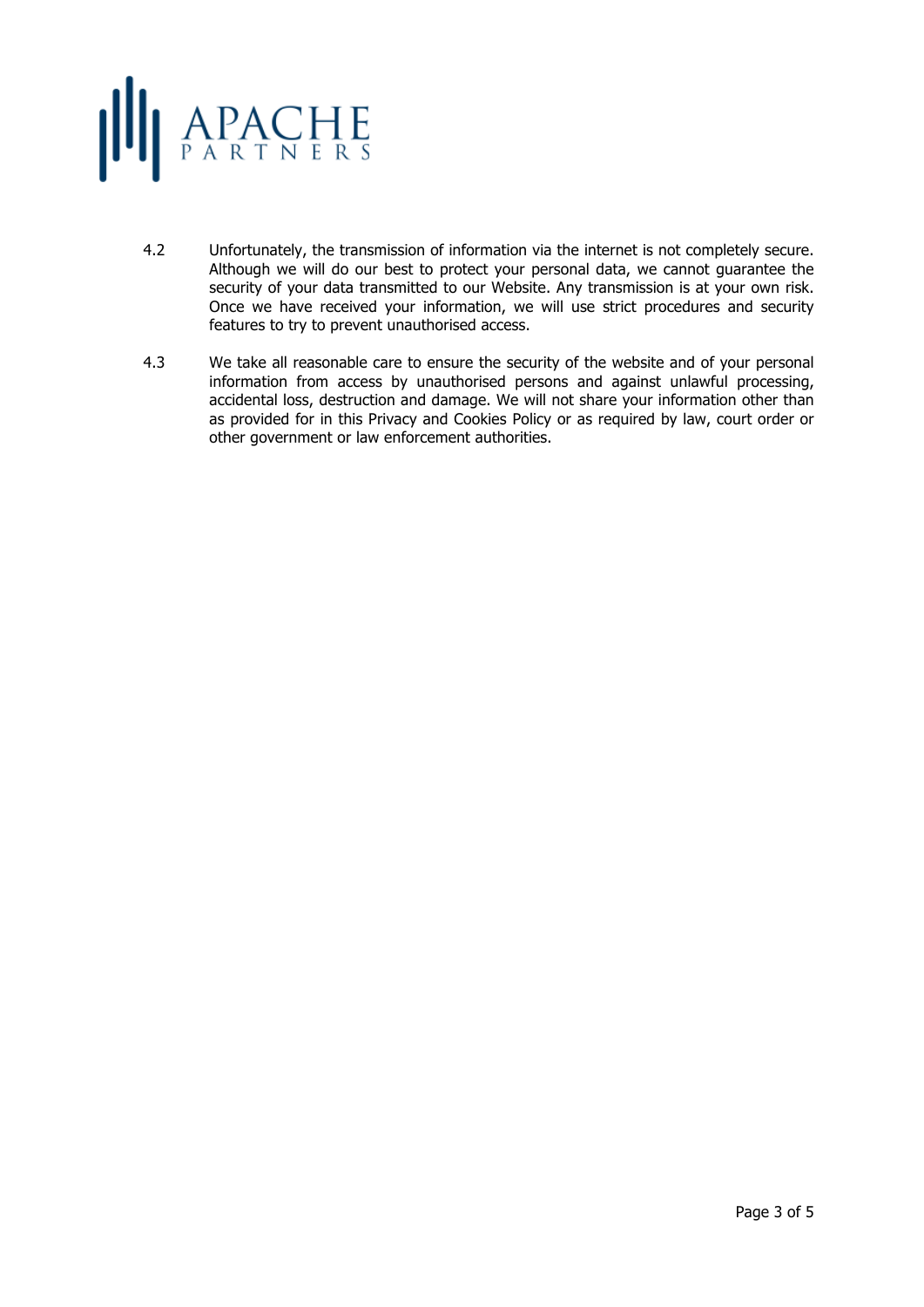4.2 Unfortunately, the transmission of information via the internet is not completely secure. Although we will do our best to protect your personal data, we cannot guarantee the security of your data transmitted to our Website. Any transmission is at your own risk. Once we have received your information, we will use strict procedures and security features to try to prevent unauthorised access.

4.3 We take all reasonable care to ensure the security of the website and of your personal information from access by unauthorised persons and against unlawful processing, accidental loss, destruction and damage. We will not share your information other than as provided for in this Privacy and Cookies Policy or as required by law, court order or other government or law enforcement authorities.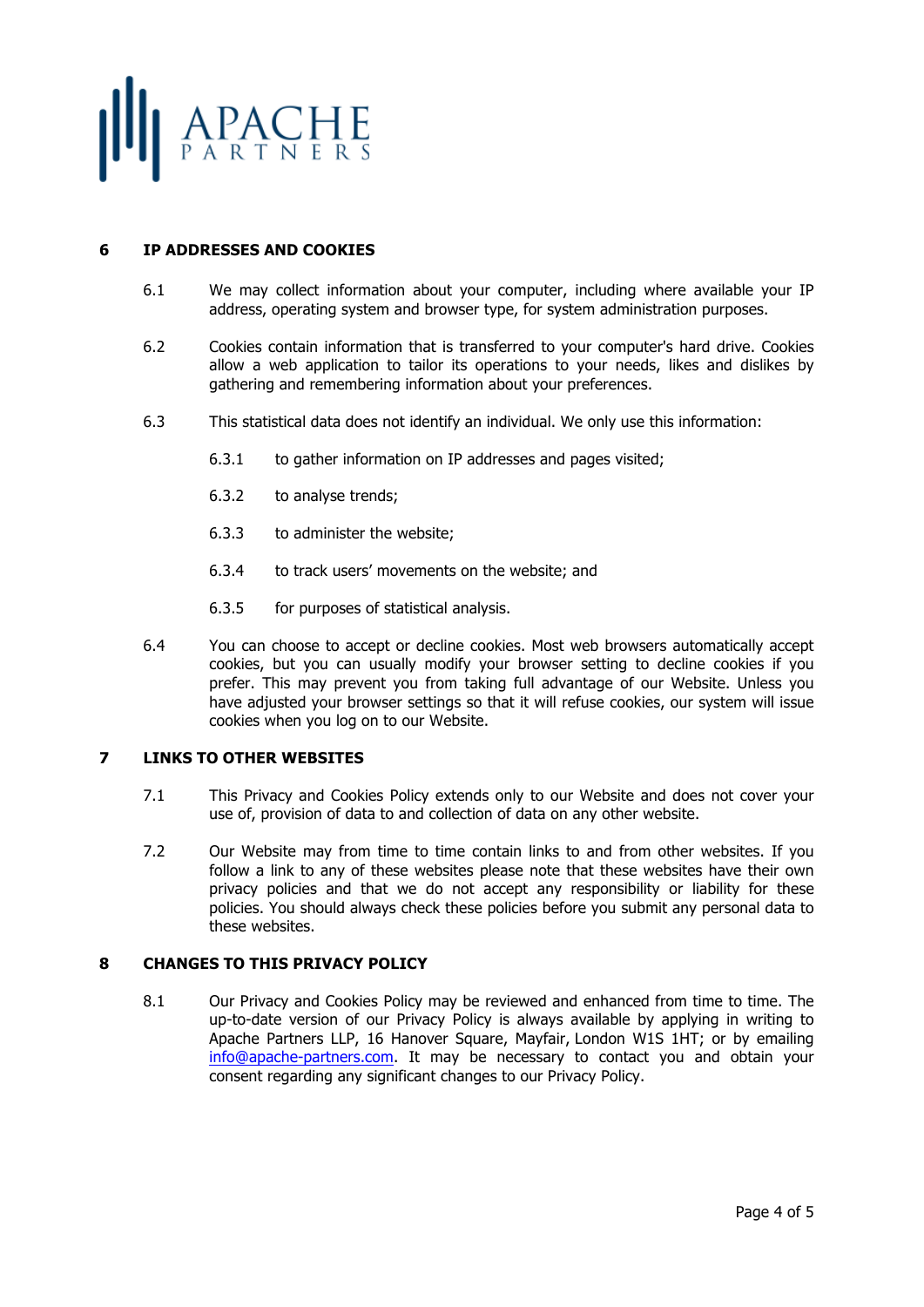## 6 IP ADDRESSES AND COOKIES

6.1 We may collect information about your computer, including where available your IP address, operating system and browser type, for system administration purposes.

6.2 Cookies contain information that is transferred to your computer's hard drive. Cookies allow a web application to tailor its operations to your needs, likes and dislikes by gathering and remembering information about your preferences.

6.3 This statistical data does not identify an individual. We only use this information:

- 6.3.1 to gather information on IP addresses and pages visited;
- 6.3.2 to analyse trends;
- 6.3.3 to administer the website;
- 6.3.4 to track users' movements on the website; and
- 6.3.5 for purposes of statistical analysis.

6.4 You can choose to accept or decline cookies. Most web browsers automatically accept cookies, but you can usually modify your browser setting to decline cookies if you prefer. This may prevent you from taking full advantage of our Website. Unless you have adjusted your browser settings so that it will refuse cookies, our system will issue cookies when you log on to our Website.

## 7 LINKS TO OTHER WEBSITES

7.1 This Privacy and Cookies Policy extends only to our Website and does not cover your use of, provision of data to and collection of data on any other website.

7.2 Our Website may from time to time contain links to and from other websites. If you follow a link to any of these websites please note that these websites have their own privacy policies and that we do not accept any responsibility or liability for these policies. You should always check these policies before you submit any personal data to these websites.

## 8 CHANGES TO THIS PRIVACY POLICY

8.1 Our Privacy and Cookies Policy may be reviewed and enhanced from time to time. The up-to-date version of our Privacy Policy is always available by applying in writing to Apache Partners LLP, 16 Hanover Square, Mayfair, London W1S 1HT; or by emailing info@apache-partners.com. It may be necessary to contact you and obtain your consent regarding any significant changes to our Privacy Policy.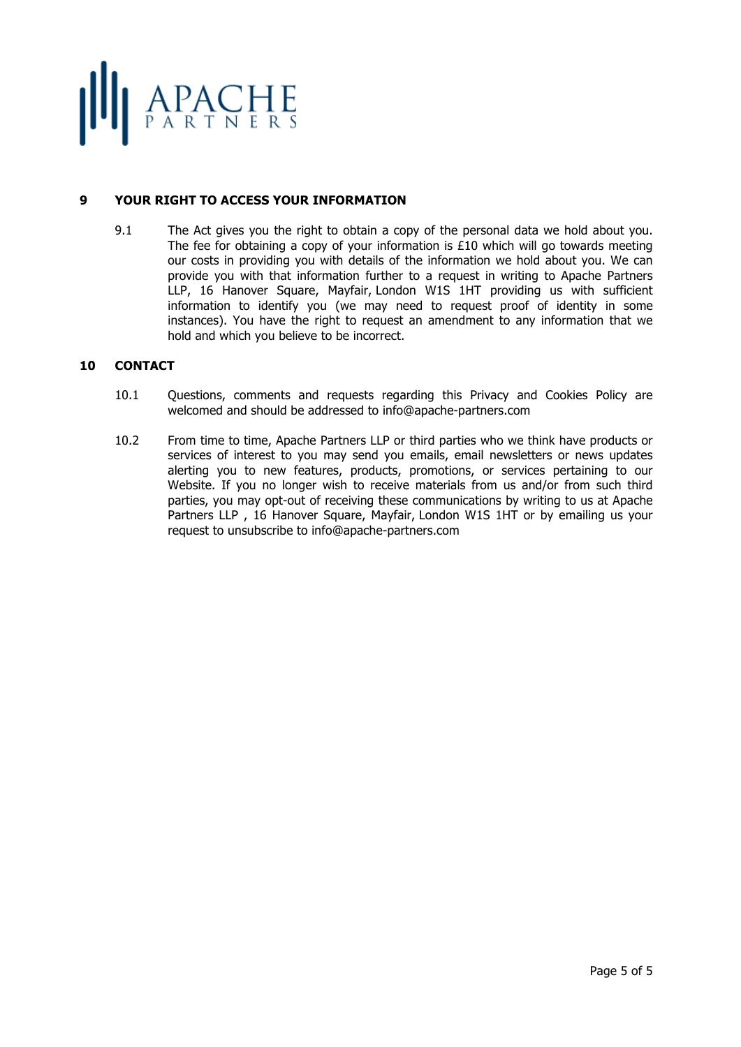## 9 YOUR RIGHT TO ACCESS YOUR INFORMATION

9.1 The Act gives you the right to obtain a copy of the personal data we hold about you. The fee for obtaining a copy of your information is £10 which will go towards meeting our costs in providing you with details of the information we hold about you. We can provide you with that information further to a request in writing to Apache Partners LLP, 16 Hanover Square, Mayfair, London W1S 1HT providing us with sufficient information to identify you (we may need to request proof of identity in some instances). You have the right to request an amendment to any information that we hold and which you believe to be incorrect.

## 10 CONTACT

10.1 Questions, comments and requests regarding this Privacy and Cookies Policy are welcomed and should be addressed to info@apache-partners.com

10.2 From time to time, Apache Partners LLP or third parties who we think have products or services of interest to you may send you emails, email newsletters or news updates alerting you to new features, products, promotions, or services pertaining to our Website. If you no longer wish to receive materials from us and/or from such third parties, you may opt-out of receiving these communications by writing to us at Apache Partners LLP , 16 Hanover Square, Mayfair, London W1S 1HT or by emailing us your request to unsubscribe to info@apache-partners.com